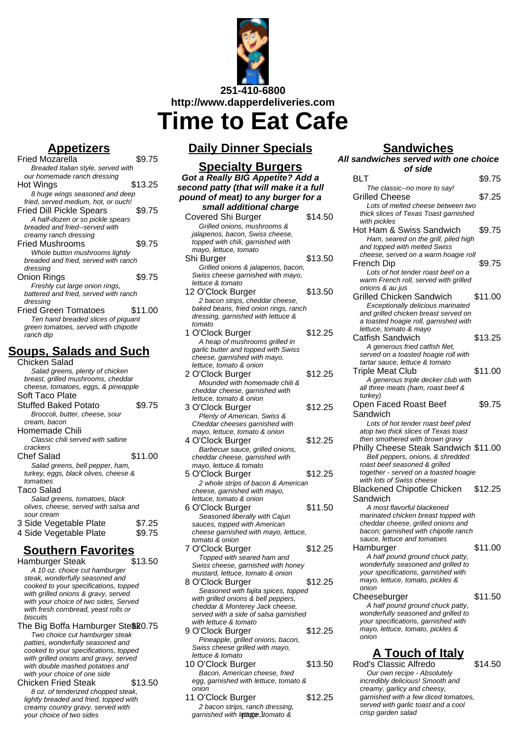251-410-6800

http://www.dapperdeliveries.com

# Time to Eat Cafe

## Appetizers

**Fried Mozarella** $9.75
*Breaded Italian style, served with our homemade ranch dressing*

**Hot Wings** $13.25
*8 huge wings seasoned and deep fried, served medium, hot, or ouch!*

**Fried Dill Pickle Spears** $9.75
*A half-dozen or so pickle spears breaded and fried--served with creamy ranch dressing*

**Fried Mushrooms** $9.75
*Whole button mushrooms lightly breaded and fried, served with ranch dressing*

**Onion Rings** $9.75
*Freshly cut large onion rings, battered and fried, served with ranch dressing*

**Fried Green Tomatoes** $11.00
*Ten hand breaded slices of piquant green tomatoes, served with chipotle ranch dip*

## Soups, Salads and Such

**Chicken Salad**
*Salad greens, plenty of chicken breast, grilled mushrooms, cheddar cheese, tomatoes, eggs, & pineapple*

**Soft Taco Plate**

**Stuffed Baked Potato** $9.75
*Broccoli, butter, cheese, sour cream, bacon*

**Homemade Chili**
*Classic chili served with saltine crackers*

**Chef Salad** $11.00
*Salad greens, bell pepper, ham, turkey, eggs, black olives, cheese & tomatoes*

**Taco Salad**
*Salad greens, tomatoes, black olives, cheese, served with salsa and sour cream*

**3 Side Vegetable Plate** $7.25

**4 Side Vegetable Plate** $9.75

## Southern Favorites

**Hamburger Steak** $13.50
*A 10 oz. choice cut hamburger steak, wonderfully seasoned and cooked to your specifications, topped with grilled onions & gravy, served with your choice of two sides, Served with fresh cornbread, yeast rolls or biscuits*

**The Big Boffa Hamburger Steak** $20.75
*Two choice cut hamburger steak patties, wonderfully seasoned and cooked to your specifications, topped with grilled onions and gravy, served with double mashed potatoes and with your choice of one side*

**Chicken Fried Steak** $13.50
*8 oz. of tenderized chopped steak, lightly breaded and fried, topped with creamy country gravy, served with your choice of two sides*

## Daily Dinner Specials

## Specialty Burgers

***Got a Really BIG Appetite? Add a second patty (that will make it a full pound of meat) to any burger for a small additional charge***

**Covered Shi Burger** $14.50
*Grilled onions, mushrooms & jalapenos, bacon, Swiss cheese, topped with chili, garnished with mayo, lettuce, tomato*

**Shi Burger** $13.50
*Grilled onions & jalapenos, bacon, Swiss cheese garnished with mayo, lettuce & tomato*

**12 O'Clock Burger** $13.50
*2 bacon strips, cheddar cheese, baked beans, fried onion rings, ranch dressing, garnished with lettuce & tomato*

**1 O'Clock Burger** $12.25
*A heap of mushrooms grilled in garlic butter and topped with Swiss cheese, garnished with mayo. lettuce, tomato & onion*

**2 O'Clock Burger** $12.25
*Mounded with homemade chili & cheddar cheese, garnished with lettuce, tomato & onion*

**3 O'Clock Burger** $12.25
*Plenty of American, Swiss & Cheddar cheeses garnished with mayo, lettuce, tomato & onion*

**4 O'Clock Burger** $12.25
*Barbecue sauce, grilled onions, cheddar cheese, garnished with mayo, lettuce & tomato*

**5 O'Clock Burger** $12.25
*2 whole strips of bacon & American cheese, garnished with mayo, lettuce, tomato & onion*

**6 O'Clock Burger** $11.50
*Seasoned liberally with Cajun sauces, topped with American cheese garnished with mayo, lettuce, tomato & onion*

**7 O'Clock Burger** $12.25
*Topped with seared ham and Swiss cheese, garnished with honey mustard, lettuce, tomato & onion*

**8 O'Clock Burger** $12.25
*Seasoned with fajita spices, topped with grilled onions & bell peppers, cheddar & Monterey Jack cheese, served with a side of salsa garnished with lettuce & tomato*

**9 O'Clock Burger** $12.25
*Pineapple, grilled onions, bacon, Swiss cheese grilled with mayo, lettuce & tomato*

**10 O'Clock Burger** $13.50
*Bacon, American cheese, fried egg, garnished with lettuce, tomato & onion*

**11 O'Clock Burger** $12.25
*2 bacon strips, ranch dressing, garnished with lettuce, tomato &*

## Sandwiches

***All sandwiches served with one choice of side***

**BLT** $9.75
*The classic--no more to say!*

**Grilled Cheese** $7.25
*Lots of melted cheese between two thick slices of Texas Toast garnished with pickles*

**Hot Ham & Swiss Sandwich** $9.75
*Ham, seared on the grill, piled high and topped with melted Swiss cheese, served on a warm hoagie roll*

**French Dip** $9.75
*Lots of hot tender roast beef on a warm French roll, served with grilled onions & au jus*

**Grilled Chicken Sandwich** $11.00
*Exceptionally delicious marinated and grilled chicken breast served on a toasted hoagie roll, garnished with lettuce, tomato & mayo*

**Catfish Sandwich** $13.25
*A generous fried catfish filet, served on a toasted hoagie roll with tartar sauce, lettuce & tomato*

**Triple Meat Club** $11.00
*A generous triple decker club with all three meats (ham, roast beef & turkey)*

**Open Faced Roast Beef Sandwich** $9.75
*Lots of hot tender roast beef piled atop two thick slices of Texas toast then smothered with brown gravy*

**Philly Cheese Steak Sandwich** $11.00
*Bell peppers, onions, & shredded roast beef seasoned & grilled together - served on a toasted hoagie with lots of Swiss cheese*

**Blackened Chipotle Chicken Sandwich** $12.25
*A most flavorful blackened marinated chicken breast topped with cheddar cheese, grilled onions and bacon; garnished with chipotle ranch sauce, lettuce and tomatoes*

**Hamburger** $11.00
*A half pound ground chuck patty, wonderfully seasoned and grilled to your specifications, garnished with mayo, lettuce, tomato, pickles & onion*

**Cheeseburger** $11.50
*A half pound ground chuck patty, wonderfully seasoned and grilled to your specifications, garnished with mayo, lettuce, tomato, pickles & onion*

## A Touch of Italy

**Rod's Classic Alfredo** $14.50
*Our own recipe - Absolutely incredibly delicious! Smooth and creamy, garlicy and cheesy, garnished with a few diced tomatoes, served with garlic toast and a cool crisp garden salad*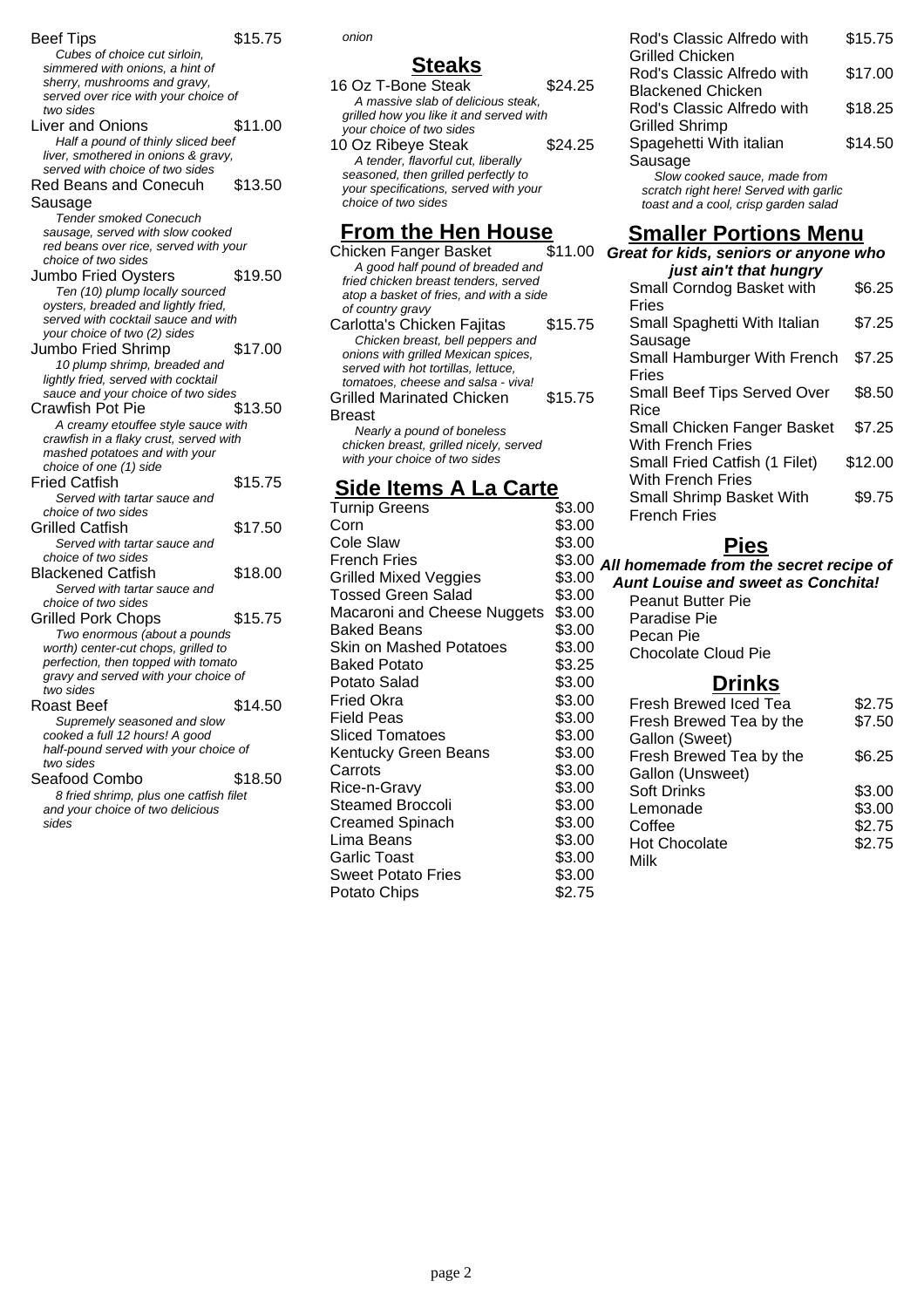Beef Tips $15.75
*Cubes of choice cut sirloin, simmered with onions, a hint of sherry, mushrooms and gravy, served over rice with your choice of two sides*

Liver and Onions $11.00
*Half a pound of thinly sliced beef liver, smothered in onions & gravy, served with choice of two sides*

Red Beans and Conecuh Sausage $13.50
*Tender smoked Conecuch sausage, served with slow cooked red beans over rice, served with your choice of two sides*

Jumbo Fried Oysters $19.50
*Ten (10) plump locally sourced oysters, breaded and lightly fried, served with cocktail sauce and with your choice of two (2) sides*

Jumbo Fried Shrimp $17.00
*10 plump shrimp, breaded and lightly fried, served with cocktail sauce and your choice of two sides*

Crawfish Pot Pie $13.50
*A creamy etouffee style sauce with crawfish in a flaky crust, served with mashed potatoes and with your choice of one (1) side*

Fried Catfish $15.75
*Served with tartar sauce and choice of two sides*

Grilled Catfish $17.50
*Served with tartar sauce and choice of two sides*

Blackened Catfish $18.00
*Served with tartar sauce and choice of two sides*

Grilled Pork Chops $15.75
*Two enormous (about a pounds worth) center-cut chops, grilled to perfection, then topped with tomato gravy and served with your choice of two sides*

Roast Beef $14.50
*Supremely seasoned and slow cooked a full 12 hours! A good half-pound served with your choice of two sides*

Seafood Combo $18.50
*8 fried shrimp, plus one catfish filet and your choice of two delicious sides*

*onion*

## Steaks

16 Oz T-Bone Steak $24.25
*A massive slab of delicious steak, grilled how you like it and served with your choice of two sides*

10 Oz Ribeye Steak $24.25
*A tender, flavorful cut, liberally seasoned, then grilled perfectly to your specifications, served with your choice of two sides*

## From the Hen House

Chicken Fanger Basket $11.00
*A good half pound of breaded and fried chicken breast tenders, served atop a basket of fries, and with a side of country gravy*

Carlotta's Chicken Fajitas $15.75
*Chicken breast, bell peppers and onions with grilled Mexican spices, served with hot tortillas, lettuce, tomatoes, cheese and salsa - viva!*

Grilled Marinated Chicken Breast $15.75
*Nearly a pound of boneless chicken breast, grilled nicely, served with your choice of two sides*

## Side Items A La Carte

| | |
|---|---|
| Turnip Greens | $3.00 |
| Corn | $3.00 |
| Cole Slaw | $3.00 |
| French Fries | $3.00 |
| Grilled Mixed Veggies | $3.00 |
| Tossed Green Salad | $3.00 |
| Macaroni and Cheese Nuggets | $3.00 |
| Baked Beans | $3.00 |
| Skin on Mashed Potatoes | $3.00 |
| Baked Potato | $3.25 |
| Potato Salad | $3.00 |
| Fried Okra | $3.00 |
| Field Peas | $3.00 |
| Sliced Tomatoes | $3.00 |
| Kentucky Green Beans | $3.00 |
| Carrots | $3.00 |
| Rice-n-Gravy | $3.00 |
| Steamed Broccoli | $3.00 |
| Creamed Spinach | $3.00 |
| Lima Beans | $3.00 |
| Garlic Toast | $3.00 |
| Sweet Potato Fries | $3.00 |
| Potato Chips | $2.75 |

Rod's Classic Alfredo with Grilled Chicken $15.75

Rod's Classic Alfredo with Blackened Chicken $17.00

Rod's Classic Alfredo with Grilled Shrimp $18.25

Spagehetti With italian Sausage $14.50
*Slow cooked sauce, made from scratch right here! Served with garlic toast and a cool, crisp garden salad*

## Smaller Portions Menu

***Great for kids, seniors or anyone who just ain't that hungry***

| | |
|---|---|
| Small Corndog Basket with Fries | $6.25 |
| Small Spaghetti With Italian Sausage | $7.25 |
| Small Hamburger With French Fries | $7.25 |
| Small Beef Tips Served Over Rice | $8.50 |
| Small Chicken Fanger Basket With French Fries | $7.25 |
| Small Fried Catfish (1 Filet) With French Fries | $12.00 |
| Small Shrimp Basket With French Fries | $9.75 |

## Pies

***All homemade from the secret recipe of Aunt Louise and sweet as Conchita!***

- Peanut Butter Pie
- Paradise Pie
- Pecan Pie
- Chocolate Cloud Pie

## Drinks

| | |
|---|---|
| Fresh Brewed Iced Tea | $2.75 |
| Fresh Brewed Tea by the Gallon (Sweet) | $7.50 |
| Fresh Brewed Tea by the Gallon (Unsweet) | $6.25 |
| Soft Drinks | $3.00 |
| Lemonade | $3.00 |
| Coffee | $2.75 |
| Hot Chocolate | $2.75 |
| Milk | |